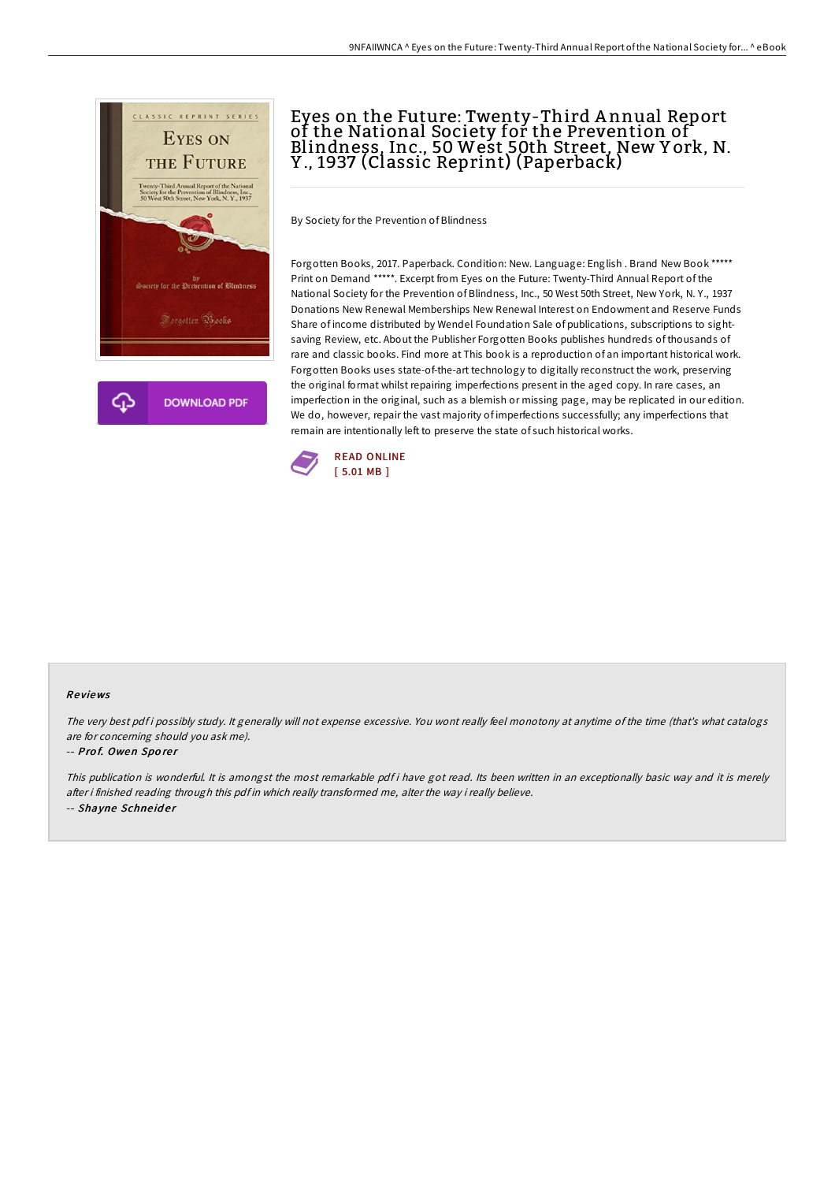# Eyes on the Future: Twenty-Third Annual Report of the National Society for the Prevention of Blindness, Inc., 50 West 50th Street, New York, N. Y., 1937 (Classic Reprint) (Paperback)

By Society for the Prevention of Blindness

Forgotten Books, 2017. Paperback. Condition: New. Language: English . Brand New Book ***** Print on Demand *****. Excerpt from Eyes on the Future: Twenty-Third Annual Report of the National Society for the Prevention of Blindness, Inc., 50 West 50th Street, New York, N. Y., 1937 Donations New Renewal Memberships New Renewal Interest on Endowment and Reserve Funds Share of income distributed by Wendel Foundation Sale of publications, subscriptions to sight-saving Review, etc. About the Publisher Forgotten Books publishes hundreds of thousands of rare and classic books. Find more at This book is a reproduction of an important historical work. Forgotten Books uses state-of-the-art technology to digitally reconstruct the work, preserving the original format whilst repairing imperfections present in the aged copy. In rare cases, an imperfection in the original, such as a blemish or missing page, may be replicated in our edition. We do, however, repair the vast majority of imperfections successfully; any imperfections that remain are intentionally left to preserve the state of such historical works.

READ ONLINE
[ 5.01 MB ]

DOWNLOAD PDF

## Reviews

*The very best pdf i possibly study. It generally will not expense excessive. You wont really feel monotony at anytime of the time (that's what catalogs are for concerning should you ask me).*

-- ***Prof. Owen Sporer***

*This publication is wonderful. It is amongst the most remarkable pdf i have got read. Its been written in an exceptionally basic way and it is merely after i finished reading through this pdf in which really transformed me, alter the way i really believe.*

-- ***Shayne Schneider***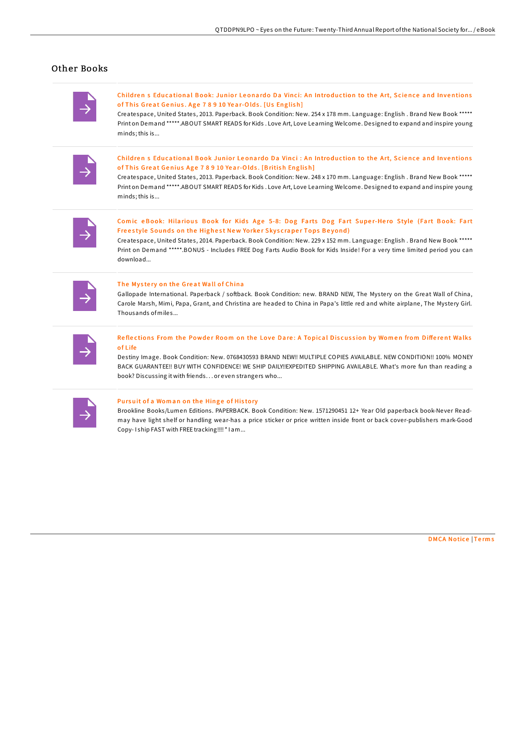## Other Books

**Children s Educational Book: Junior Leonardo Da Vinci: An Introduction to the Art, Science and Inventions of This Great Genius. Age 7 8 9 10 Year-Olds. [Us English]**

Createspace, United States, 2013. Paperback. Book Condition: New. 254 x 178 mm. Language: English . Brand New Book ***** Print on Demand *****.ABOUT SMART READS for Kids . Love Art, Love Learning Welcome. Designed to expand and inspire young minds; this is...

**Children s Educational Book Junior Leonardo Da Vinci : An Introduction to the Art, Science and Inventions of This Great Genius Age 7 8 9 10 Year-Olds. [British English]**

Createspace, United States, 2013. Paperback. Book Condition: New. 248 x 170 mm. Language: English . Brand New Book ***** Print on Demand *****.ABOUT SMART READS for Kids . Love Art, Love Learning Welcome. Designed to expand and inspire young minds; this is...

**Comic eBook: Hilarious Book for Kids Age 5-8: Dog Farts Dog Fart Super-Hero Style (Fart Book: Fart Freestyle Sounds on the Highest New Yorker Skyscraper Tops Beyond)**

Createspace, United States, 2014. Paperback. Book Condition: New. 229 x 152 mm. Language: English . Brand New Book ***** Print on Demand *****.BONUS - Includes FREE Dog Farts Audio Book for Kids Inside! For a very time limited period you can download...

**The Mystery on the Great Wall of China**

Gallopade International. Paperback / softback. Book Condition: new. BRAND NEW, The Mystery on the Great Wall of China, Carole Marsh, Mimi, Papa, Grant, and Christina are headed to China in Papa's little red and white airplane, The Mystery Girl. Thousands of miles...

**Reflections From the Powder Room on the Love Dare: A Topical Discussion by Women from Different Walks of Life**

Destiny Image. Book Condition: New. 0768430593 BRAND NEW!! MULTIPLE COPIES AVAILABLE. NEW CONDITION!! 100% MONEY BACK GUARANTEE!! BUY WITH CONFIDENCE! WE SHIP DAILY!!EXPEDITED SHIPPING AVAILABLE. What's more fun than reading a book? Discussing it with friends. . . or even strangers who...

**Pursuit of a Woman on the Hinge of History**

Brookline Books/Lumen Editions. PAPERBACK. Book Condition: New. 1571290451 12+ Year Old paperback book-Never Read-may have light shelf or handling wear-has a price sticker or price written inside front or back cover-publishers mark-Good Copy- I ship FAST with FREE tracking!!!! * I am...